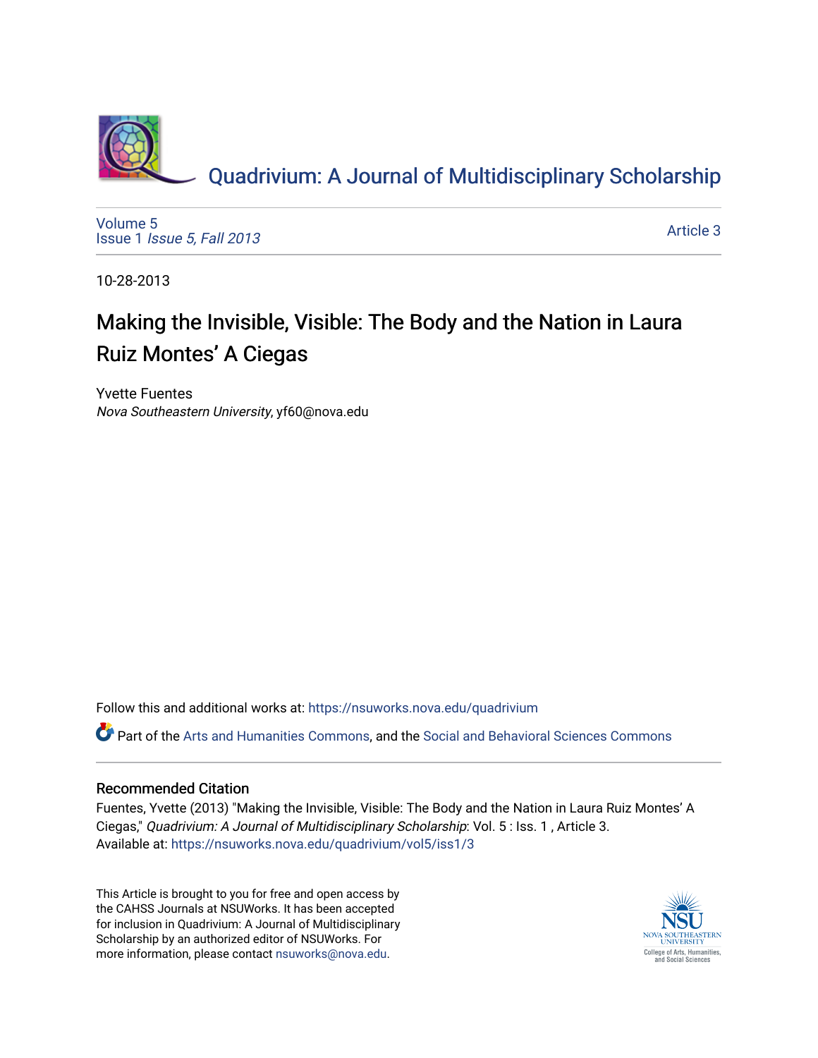Quadrivium: A Journal of Multidisciplinary Scholarship

Volume 5
Issue 1 *Issue 5, Fall 2013*

Article 3

10-28-2013

# Making the Invisible, Visible: The Body and the Nation in Laura Ruiz Montes' A Ciegas

Yvette Fuentes
*Nova Southeastern University*, yf60@nova.edu

Follow this and additional works at: https://nsuworks.nova.edu/quadrivium

Part of the Arts and Humanities Commons, and the Social and Behavioral Sciences Commons

## Recommended Citation

Fuentes, Yvette (2013) "Making the Invisible, Visible: The Body and the Nation in Laura Ruiz Montes' A Ciegas," *Quadrivium: A Journal of Multidisciplinary Scholarship*: Vol. 5 : Iss. 1 , Article 3.
Available at: https://nsuworks.nova.edu/quadrivium/vol5/iss1/3

This Article is brought to you for free and open access by the CAHSS Journals at NSUWorks. It has been accepted for inclusion in Quadrivium: A Journal of Multidisciplinary Scholarship by an authorized editor of NSUWorks. For more information, please contact nsuworks@nova.edu.

NSU
NOVA SOUTHEASTERN UNIVERSITY
College of Arts, Humanities, and Social Sciences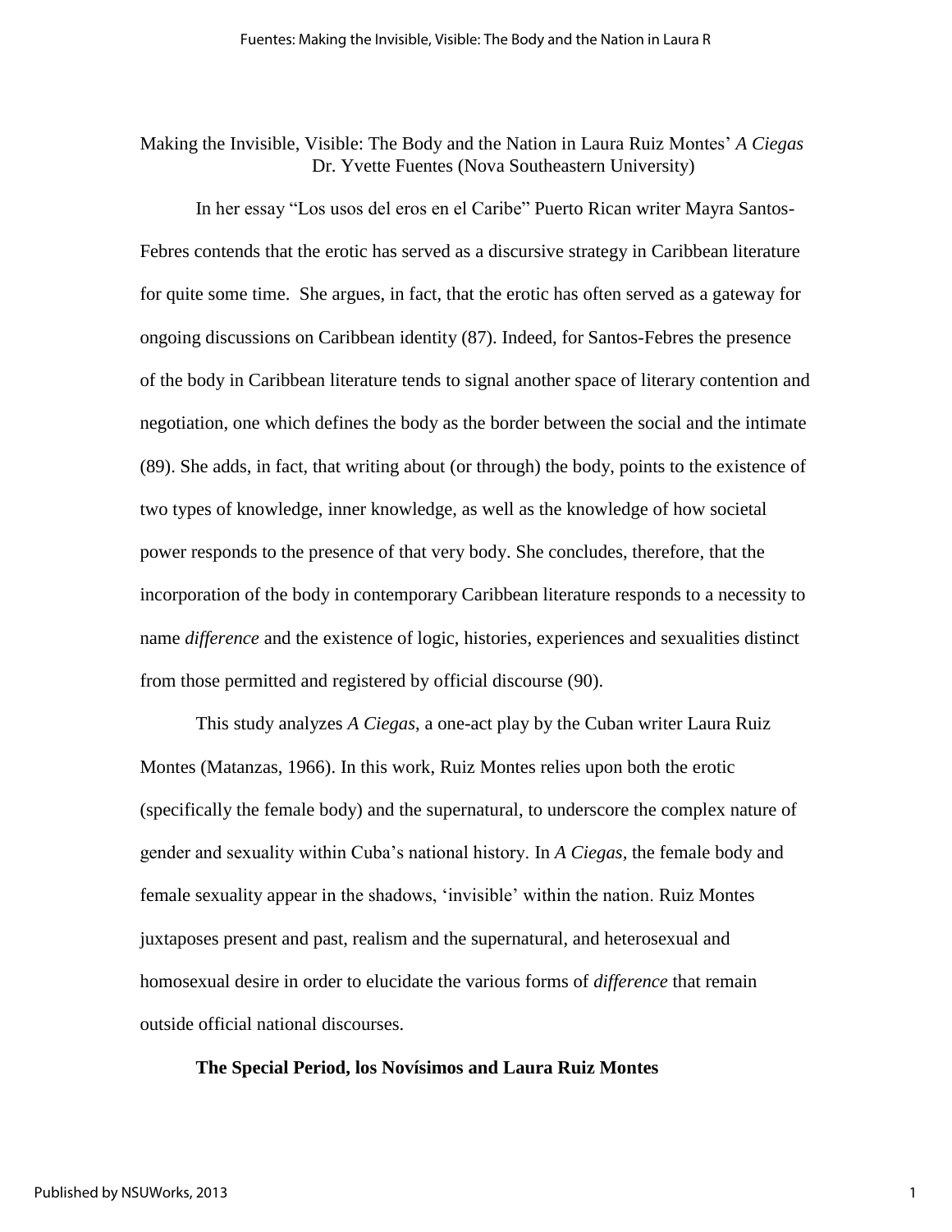# Making the Invisible, Visible: The Body and the Nation in Laura Ruiz Montes' *A Ciegas*

Dr. Yvette Fuentes (Nova Southeastern University)

In her essay "Los usos del eros en el Caribe" Puerto Rican writer Mayra Santos-Febres contends that the erotic has served as a discursive strategy in Caribbean literature for quite some time. She argues, in fact, that the erotic has often served as a gateway for ongoing discussions on Caribbean identity (87). Indeed, for Santos-Febres the presence of the body in Caribbean literature tends to signal another space of literary contention and negotiation, one which defines the body as the border between the social and the intimate (89). She adds, in fact, that writing about (or through) the body, points to the existence of two types of knowledge, inner knowledge, as well as the knowledge of how societal power responds to the presence of that very body. She concludes, therefore, that the incorporation of the body in contemporary Caribbean literature responds to a necessity to name *difference* and the existence of logic, histories, experiences and sexualities distinct from those permitted and registered by official discourse (90).

This study analyzes *A Ciegas*, a one-act play by the Cuban writer Laura Ruiz Montes (Matanzas, 1966). In this work, Ruiz Montes relies upon both the erotic (specifically the female body) and the supernatural, to underscore the complex nature of gender and sexuality within Cuba's national history. In *A Ciegas*, the female body and female sexuality appear in the shadows, 'invisible' within the nation. Ruiz Montes juxtaposes present and past, realism and the supernatural, and heterosexual and homosexual desire in order to elucidate the various forms of *difference* that remain outside official national discourses.

## The Special Period, los Novísimos and Laura Ruiz Montes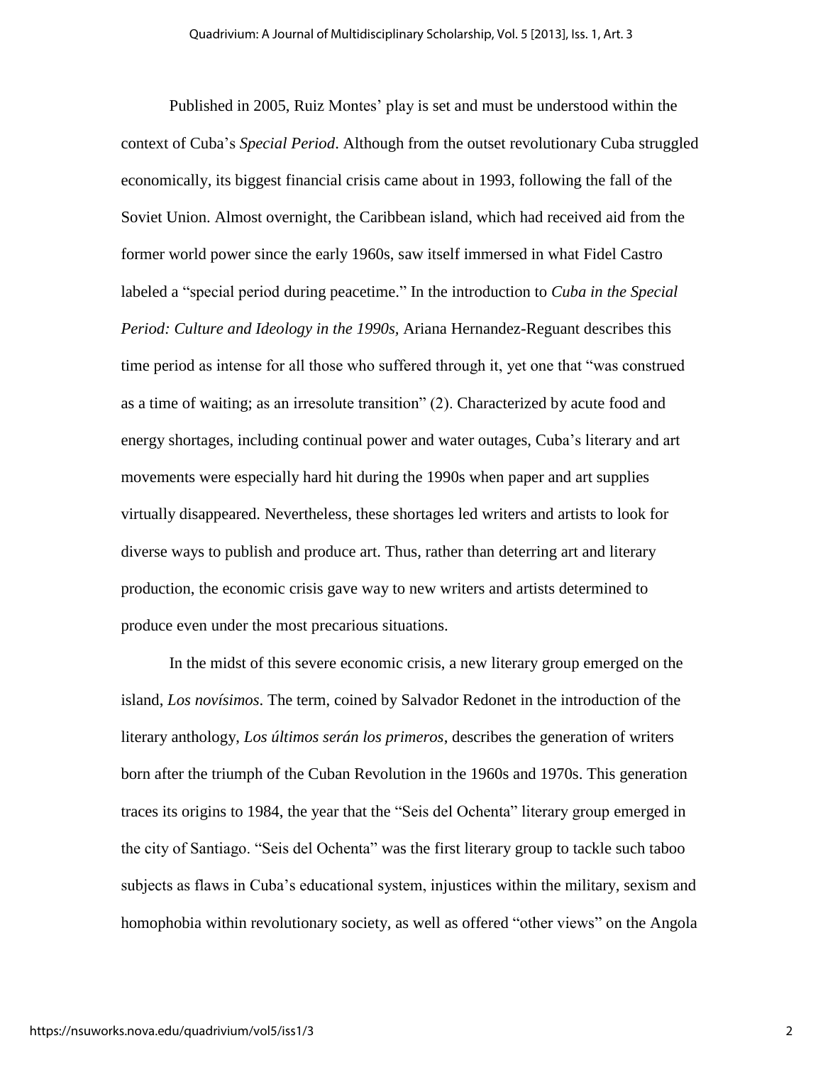Published in 2005, Ruiz Montes' play is set and must be understood within the context of Cuba's *Special Period*. Although from the outset revolutionary Cuba struggled economically, its biggest financial crisis came about in 1993, following the fall of the Soviet Union. Almost overnight, the Caribbean island, which had received aid from the former world power since the early 1960s, saw itself immersed in what Fidel Castro labeled a "special period during peacetime." In the introduction to *Cuba in the Special Period: Culture and Ideology in the 1990s,* Ariana Hernandez-Reguant describes this time period as intense for all those who suffered through it, yet one that "was construed as a time of waiting; as an irresolute transition" (2). Characterized by acute food and energy shortages, including continual power and water outages, Cuba's literary and art movements were especially hard hit during the 1990s when paper and art supplies virtually disappeared. Nevertheless, these shortages led writers and artists to look for diverse ways to publish and produce art. Thus, rather than deterring art and literary production, the economic crisis gave way to new writers and artists determined to produce even under the most precarious situations.

In the midst of this severe economic crisis, a new literary group emerged on the island, *Los novísimos*. The term, coined by Salvador Redonet in the introduction of the literary anthology, *Los últimos serán los primeros*, describes the generation of writers born after the triumph of the Cuban Revolution in the 1960s and 1970s. This generation traces its origins to 1984, the year that the "Seis del Ochenta" literary group emerged in the city of Santiago. "Seis del Ochenta" was the first literary group to tackle such taboo subjects as flaws in Cuba's educational system, injustices within the military, sexism and homophobia within revolutionary society, as well as offered "other views" on the Angola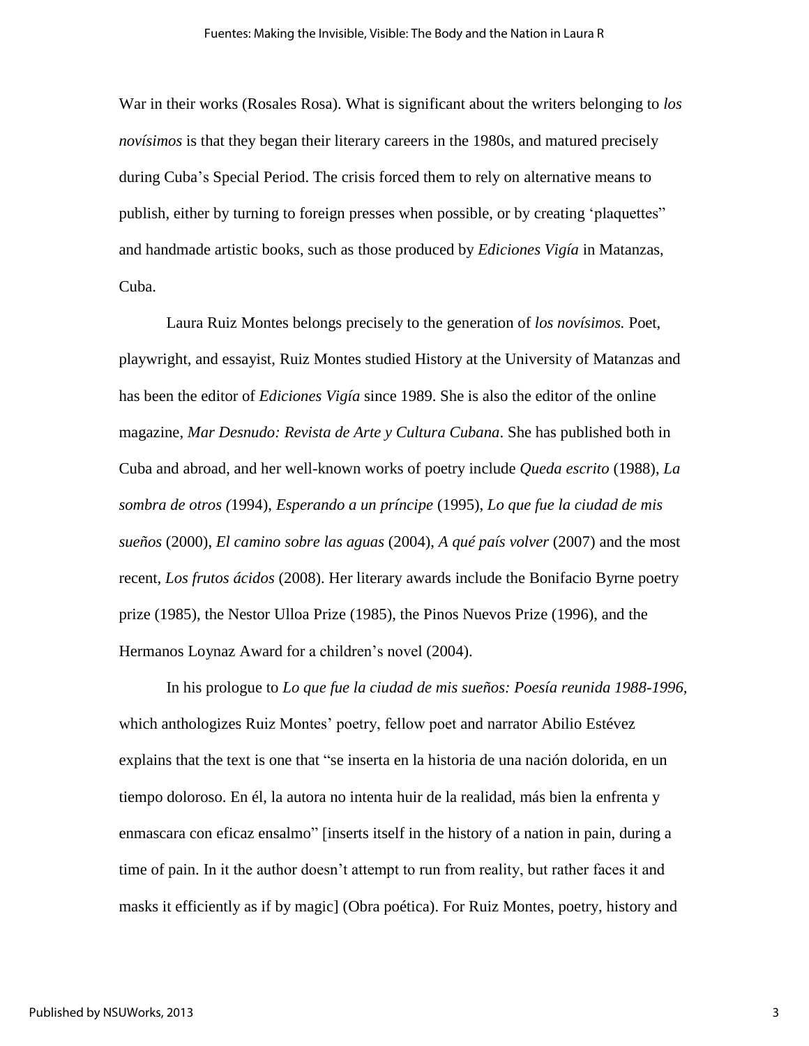War in their works (Rosales Rosa). What is significant about the writers belonging to *los novísimos* is that they began their literary careers in the 1980s, and matured precisely during Cuba's Special Period. The crisis forced them to rely on alternative means to publish, either by turning to foreign presses when possible, or by creating 'plaquettes" and handmade artistic books, such as those produced by *Ediciones Vigía* in Matanzas, Cuba.

Laura Ruiz Montes belongs precisely to the generation of *los novísimos.* Poet, playwright, and essayist, Ruiz Montes studied History at the University of Matanzas and has been the editor of *Ediciones Vigía* since 1989. She is also the editor of the online magazine, *Mar Desnudo: Revista de Arte y Cultura Cubana*. She has published both in Cuba and abroad, and her well-known works of poetry include *Queda escrito* (1988), *La sombra de otros (*1994), *Esperando a un príncipe* (1995), *Lo que fue la ciudad de mis sueños* (2000), *El camino sobre las aguas* (2004), *A qué país volver* (2007) and the most recent, *Los frutos ácidos* (2008). Her literary awards include the Bonifacio Byrne poetry prize (1985), the Nestor Ulloa Prize (1985), the Pinos Nuevos Prize (1996), and the Hermanos Loynaz Award for a children's novel (2004).

In his prologue to *Lo que fue la ciudad de mis sueños: Poesía reunida 1988-1996*, which anthologizes Ruiz Montes' poetry, fellow poet and narrator Abilio Estévez explains that the text is one that "se inserta en la historia de una nación dolorida, en un tiempo doloroso. En él, la autora no intenta huir de la realidad, más bien la enfrenta y enmascara con eficaz ensalmo" [inserts itself in the history of a nation in pain, during a time of pain. In it the author doesn't attempt to run from reality, but rather faces it and masks it efficiently as if by magic] (Obra poética). For Ruiz Montes, poetry, history and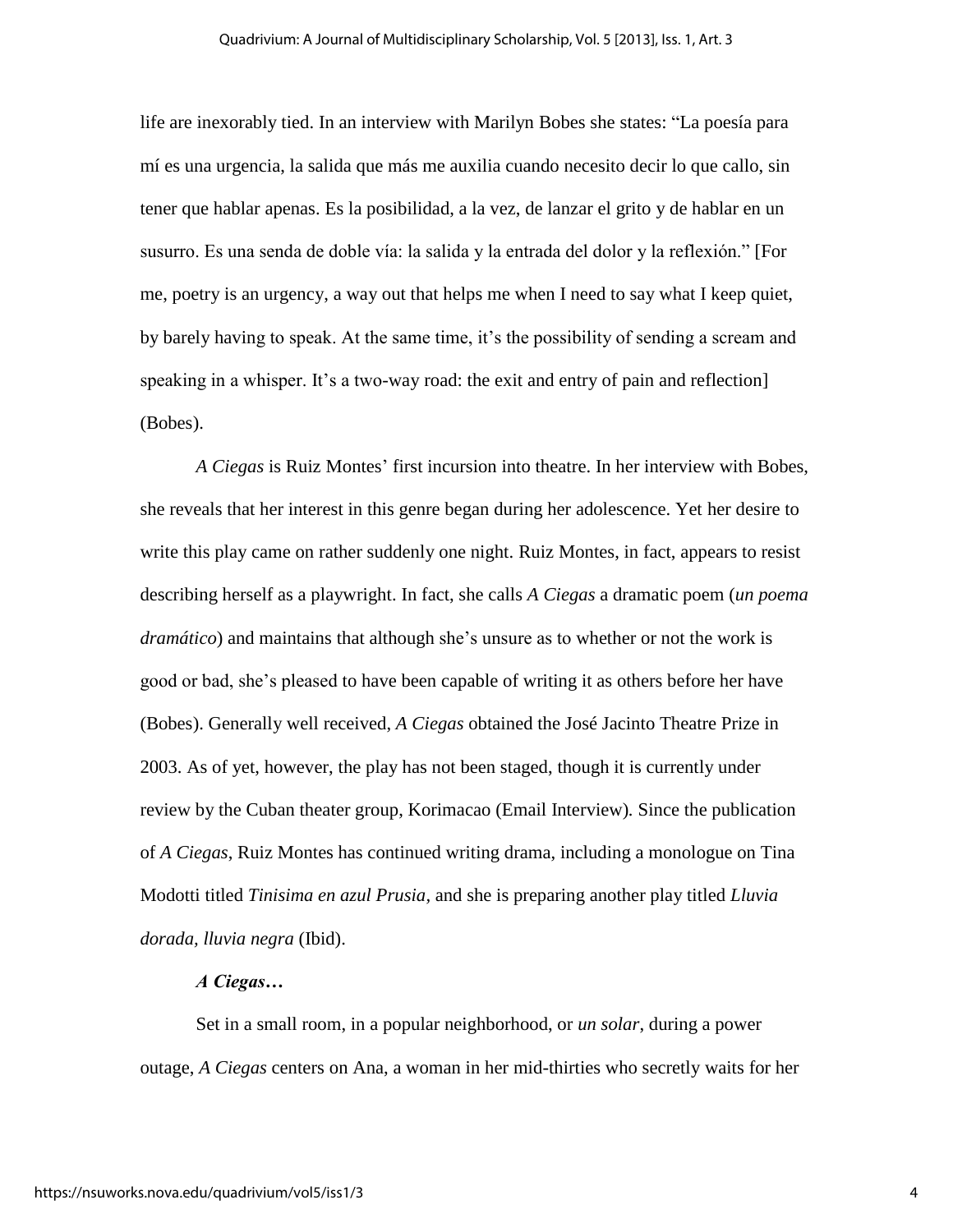life are inexorably tied. In an interview with Marilyn Bobes she states: "La poesía para mí es una urgencia, la salida que más me auxilia cuando necesito decir lo que callo, sin tener que hablar apenas. Es la posibilidad, a la vez, de lanzar el grito y de hablar en un susurro. Es una senda de doble vía: la salida y la entrada del dolor y la reflexión." [For me, poetry is an urgency, a way out that helps me when I need to say what I keep quiet, by barely having to speak. At the same time, it's the possibility of sending a scream and speaking in a whisper. It's a two-way road: the exit and entry of pain and reflection] (Bobes).

*A Ciegas* is Ruiz Montes' first incursion into theatre. In her interview with Bobes, she reveals that her interest in this genre began during her adolescence. Yet her desire to write this play came on rather suddenly one night. Ruiz Montes, in fact, appears to resist describing herself as a playwright. In fact, she calls *A Ciegas* a dramatic poem (*un poema dramático*) and maintains that although she's unsure as to whether or not the work is good or bad, she's pleased to have been capable of writing it as others before her have (Bobes). Generally well received, *A Ciegas* obtained the José Jacinto Theatre Prize in 2003. As of yet, however, the play has not been staged, though it is currently under review by the Cuban theater group, Korimacao (Email Interview). Since the publication of *A Ciegas*, Ruiz Montes has continued writing drama, including a monologue on Tina Modotti titled *Tinisima en azul Prusia*, and she is preparing another play titled *Lluvia dorada, lluvia negra* (Ibid).

***A Ciegas…***

Set in a small room, in a popular neighborhood, or *un solar*, during a power outage, *A Ciegas* centers on Ana, a woman in her mid-thirties who secretly waits for her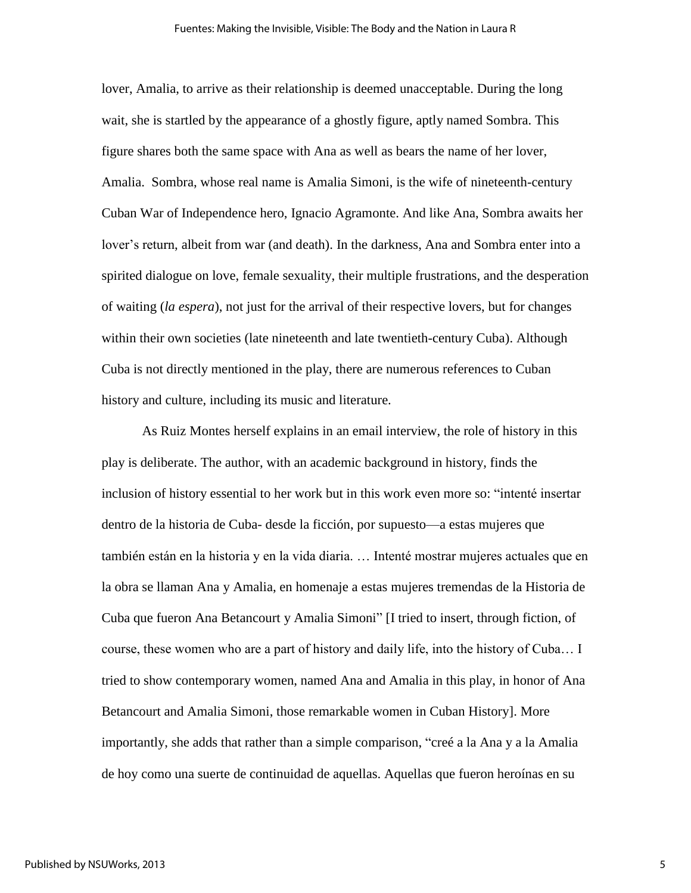lover, Amalia, to arrive as their relationship is deemed unacceptable. During the long wait, she is startled by the appearance of a ghostly figure, aptly named Sombra. This figure shares both the same space with Ana as well as bears the name of her lover, Amalia. Sombra, whose real name is Amalia Simoni, is the wife of nineteenth-century Cuban War of Independence hero, Ignacio Agramonte. And like Ana, Sombra awaits her lover's return, albeit from war (and death). In the darkness, Ana and Sombra enter into a spirited dialogue on love, female sexuality, their multiple frustrations, and the desperation of waiting (*la espera*), not just for the arrival of their respective lovers, but for changes within their own societies (late nineteenth and late twentieth-century Cuba). Although Cuba is not directly mentioned in the play, there are numerous references to Cuban history and culture, including its music and literature.

As Ruiz Montes herself explains in an email interview, the role of history in this play is deliberate. The author, with an academic background in history, finds the inclusion of history essential to her work but in this work even more so: "intenté insertar dentro de la historia de Cuba- desde la ficción, por supuesto—a estas mujeres que también están en la historia y en la vida diaria. … Intenté mostrar mujeres actuales que en la obra se llaman Ana y Amalia, en homenaje a estas mujeres tremendas de la Historia de Cuba que fueron Ana Betancourt y Amalia Simoni" [I tried to insert, through fiction, of course, these women who are a part of history and daily life, into the history of Cuba… I tried to show contemporary women, named Ana and Amalia in this play, in honor of Ana Betancourt and Amalia Simoni, those remarkable women in Cuban History]. More importantly, she adds that rather than a simple comparison, "creé a la Ana y a la Amalia de hoy como una suerte de continuidad de aquellas. Aquellas que fueron heroínas en su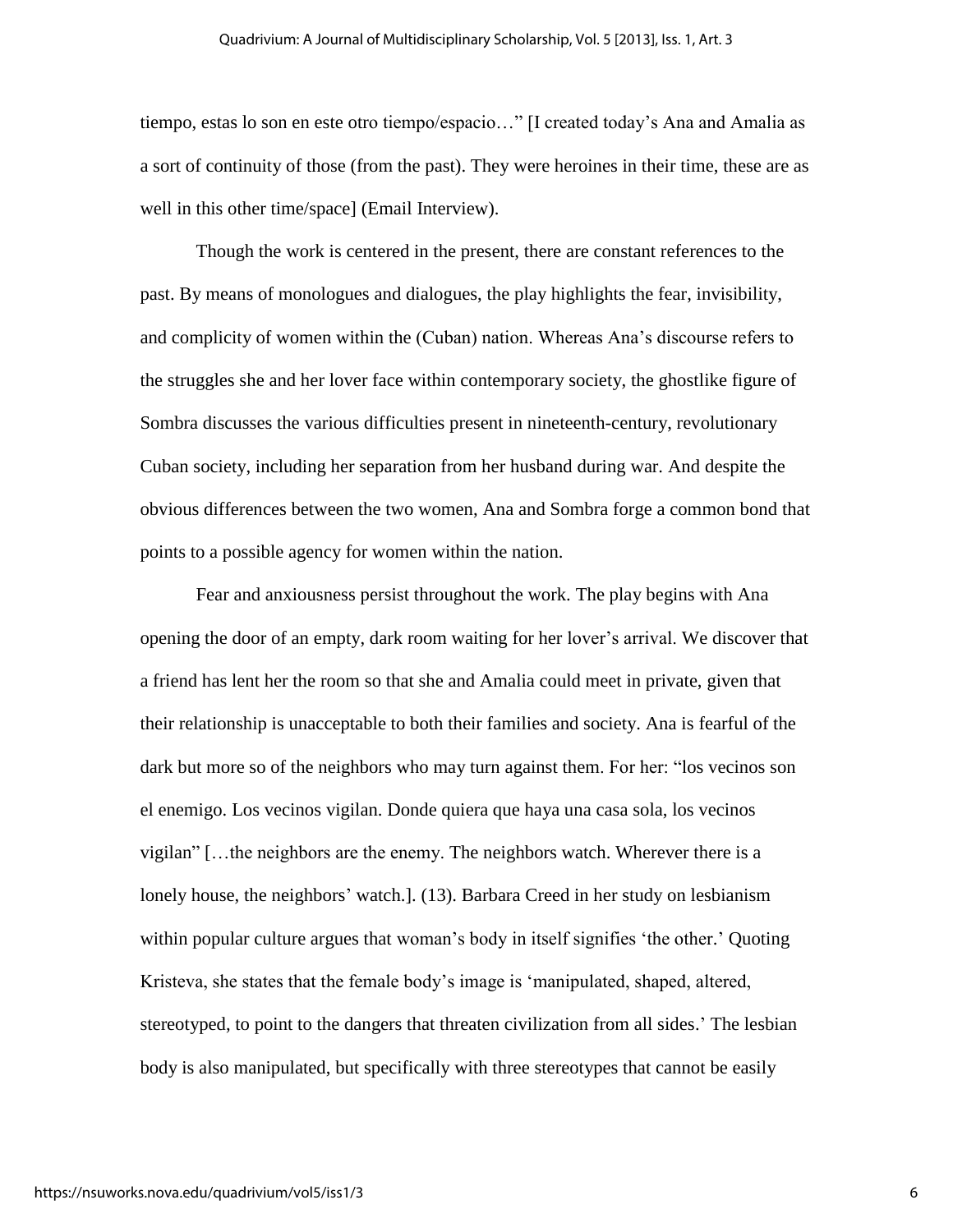tiempo, estas lo son en este otro tiempo/espacio…" [I created today's Ana and Amalia as a sort of continuity of those (from the past). They were heroines in their time, these are as well in this other time/space] (Email Interview).

Though the work is centered in the present, there are constant references to the past. By means of monologues and dialogues, the play highlights the fear, invisibility, and complicity of women within the (Cuban) nation. Whereas Ana's discourse refers to the struggles she and her lover face within contemporary society, the ghostlike figure of Sombra discusses the various difficulties present in nineteenth-century, revolutionary Cuban society, including her separation from her husband during war. And despite the obvious differences between the two women, Ana and Sombra forge a common bond that points to a possible agency for women within the nation.

Fear and anxiousness persist throughout the work. The play begins with Ana opening the door of an empty, dark room waiting for her lover's arrival. We discover that a friend has lent her the room so that she and Amalia could meet in private, given that their relationship is unacceptable to both their families and society. Ana is fearful of the dark but more so of the neighbors who may turn against them. For her: "los vecinos son el enemigo. Los vecinos vigilan. Donde quiera que haya una casa sola, los vecinos vigilan" […the neighbors are the enemy. The neighbors watch. Wherever there is a lonely house, the neighbors' watch.]. (13). Barbara Creed in her study on lesbianism within popular culture argues that woman's body in itself signifies 'the other.' Quoting Kristeva, she states that the female body's image is 'manipulated, shaped, altered, stereotyped, to point to the dangers that threaten civilization from all sides.' The lesbian body is also manipulated, but specifically with three stereotypes that cannot be easily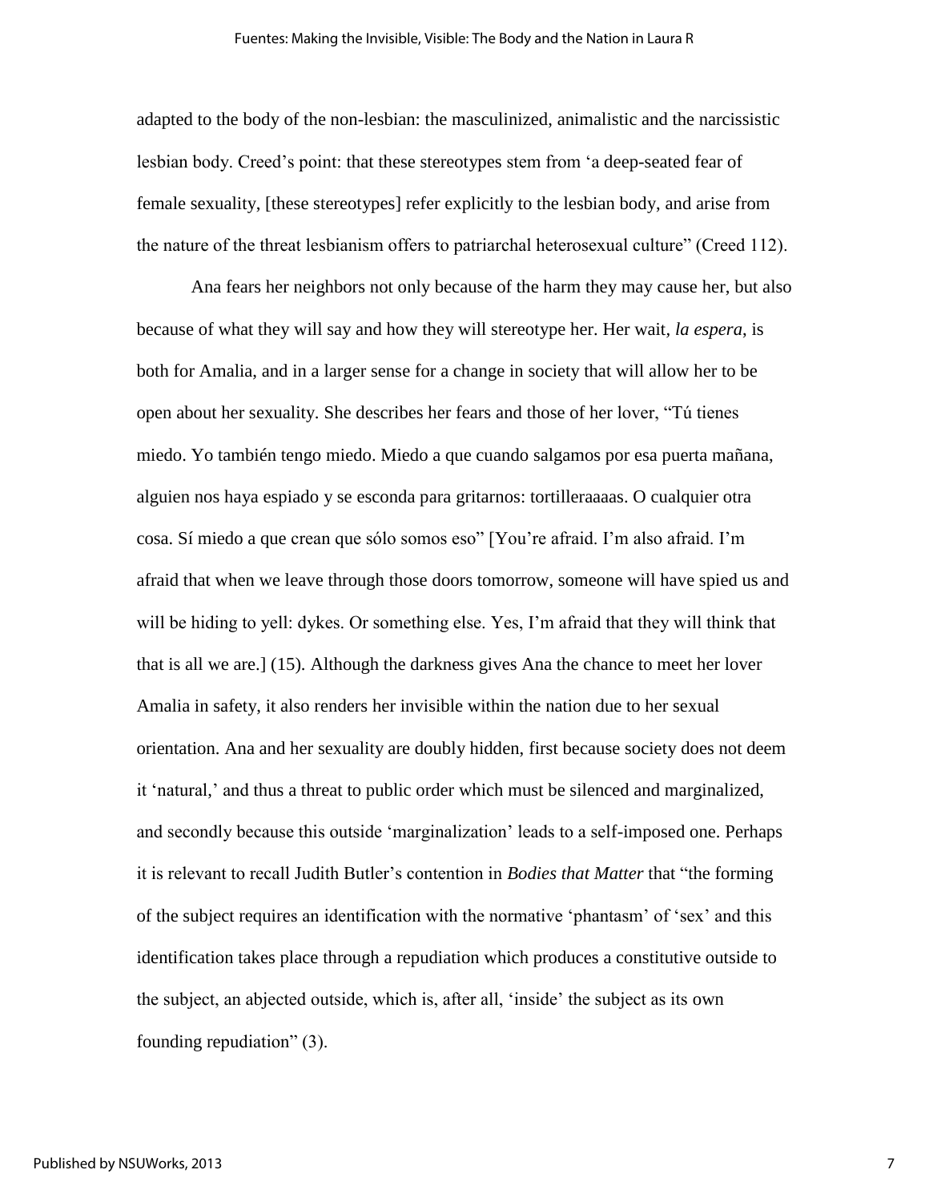adapted to the body of the non-lesbian: the masculinized, animalistic and the narcissistic lesbian body. Creed's point: that these stereotypes stem from 'a deep-seated fear of female sexuality, [these stereotypes] refer explicitly to the lesbian body, and arise from the nature of the threat lesbianism offers to patriarchal heterosexual culture" (Creed 112).

Ana fears her neighbors not only because of the harm they may cause her, but also because of what they will say and how they will stereotype her. Her wait, *la espera*, is both for Amalia, and in a larger sense for a change in society that will allow her to be open about her sexuality. She describes her fears and those of her lover, "Tú tienes miedo. Yo también tengo miedo. Miedo a que cuando salgamos por esa puerta mañana, alguien nos haya espiado y se esconda para gritarnos: tortilleraaaas. O cualquier otra cosa. Sí miedo a que crean que sólo somos eso" [You're afraid. I'm also afraid. I'm afraid that when we leave through those doors tomorrow, someone will have spied us and will be hiding to yell: dykes. Or something else. Yes, I'm afraid that they will think that that is all we are.] (15). Although the darkness gives Ana the chance to meet her lover Amalia in safety, it also renders her invisible within the nation due to her sexual orientation. Ana and her sexuality are doubly hidden, first because society does not deem it 'natural,' and thus a threat to public order which must be silenced and marginalized, and secondly because this outside 'marginalization' leads to a self-imposed one. Perhaps it is relevant to recall Judith Butler's contention in *Bodies that Matter* that "the forming of the subject requires an identification with the normative 'phantasm' of 'sex' and this identification takes place through a repudiation which produces a constitutive outside to the subject, an abjected outside, which is, after all, 'inside' the subject as its own founding repudiation" (3).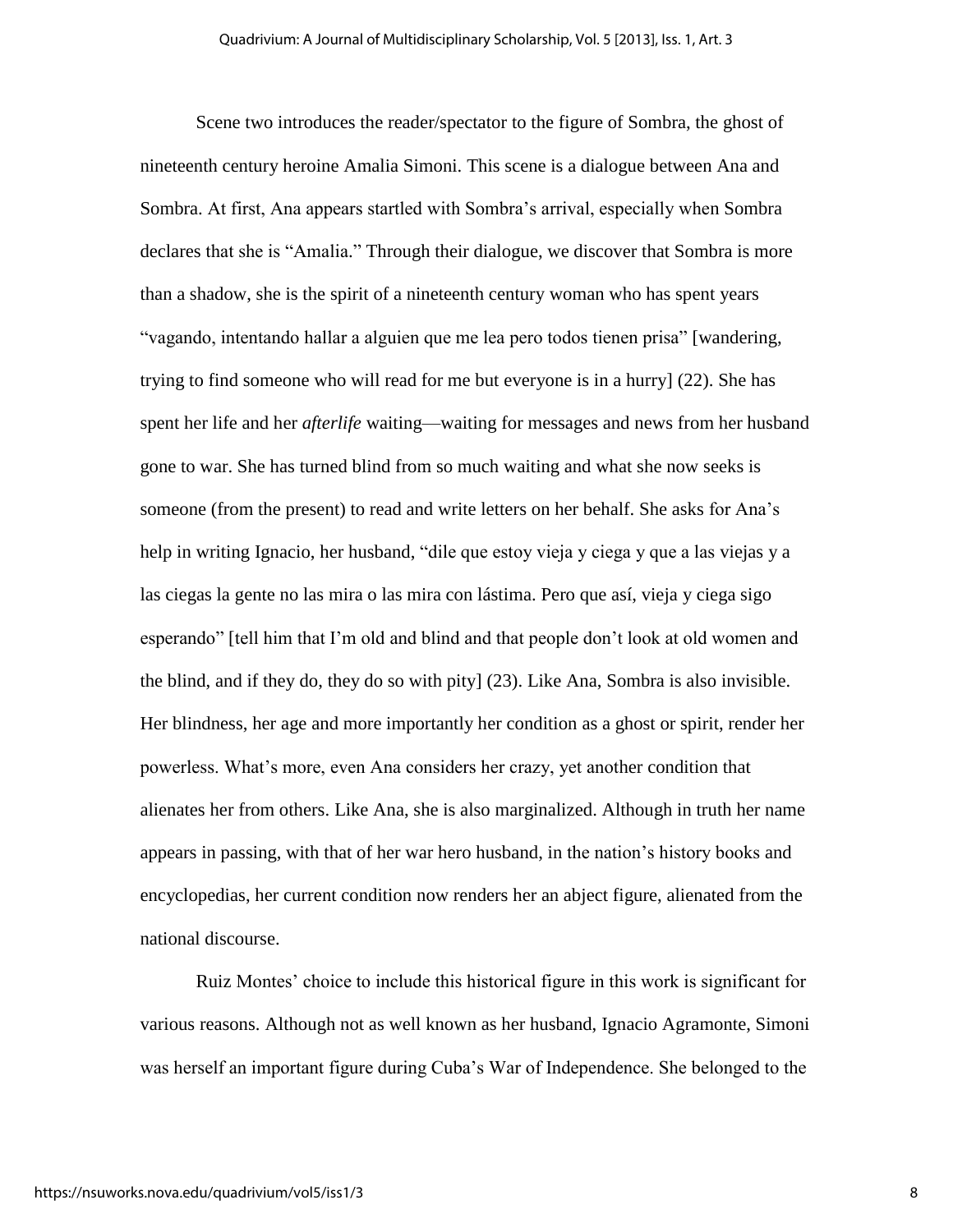Scene two introduces the reader/spectator to the figure of Sombra, the ghost of nineteenth century heroine Amalia Simoni. This scene is a dialogue between Ana and Sombra. At first, Ana appears startled with Sombra's arrival, especially when Sombra declares that she is "Amalia." Through their dialogue, we discover that Sombra is more than a shadow, she is the spirit of a nineteenth century woman who has spent years "vagando, intentando hallar a alguien que me lea pero todos tienen prisa" [wandering, trying to find someone who will read for me but everyone is in a hurry] (22). She has spent her life and her *afterlife* waiting—waiting for messages and news from her husband gone to war. She has turned blind from so much waiting and what she now seeks is someone (from the present) to read and write letters on her behalf. She asks for Ana's help in writing Ignacio, her husband, "dile que estoy vieja y ciega y que a las viejas y a las ciegas la gente no las mira o las mira con lástima. Pero que así, vieja y ciega sigo esperando" [tell him that I'm old and blind and that people don't look at old women and the blind, and if they do, they do so with pity] (23). Like Ana, Sombra is also invisible. Her blindness, her age and more importantly her condition as a ghost or spirit, render her powerless. What's more, even Ana considers her crazy, yet another condition that alienates her from others. Like Ana, she is also marginalized. Although in truth her name appears in passing, with that of her war hero husband, in the nation's history books and encyclopedias, her current condition now renders her an abject figure, alienated from the national discourse.

Ruiz Montes' choice to include this historical figure in this work is significant for various reasons. Although not as well known as her husband, Ignacio Agramonte, Simoni was herself an important figure during Cuba's War of Independence. She belonged to the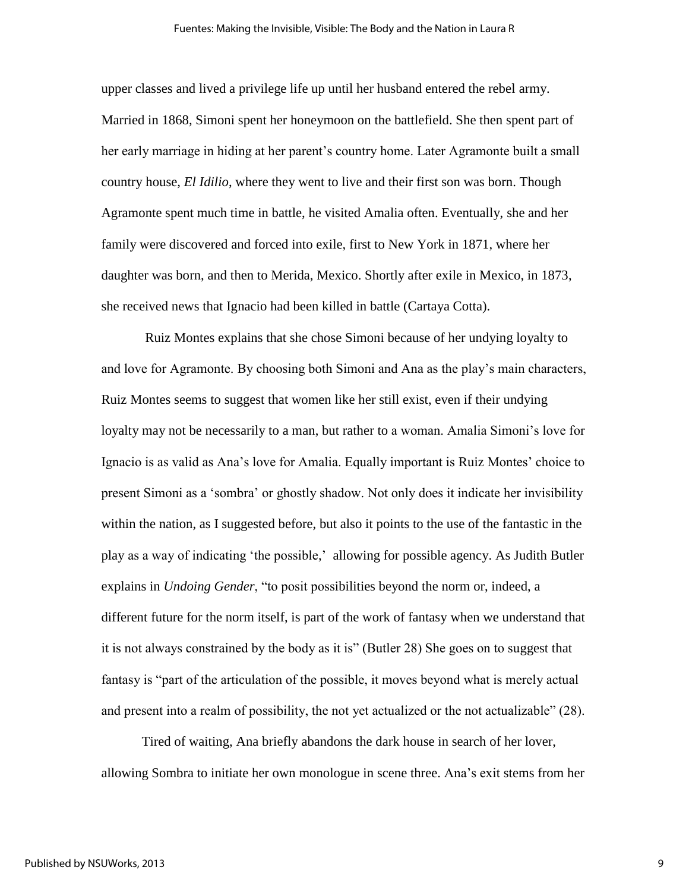upper classes and lived a privilege life up until her husband entered the rebel army. Married in 1868, Simoni spent her honeymoon on the battlefield. She then spent part of her early marriage in hiding at her parent's country home. Later Agramonte built a small country house, *El Idilio*, where they went to live and their first son was born. Though Agramonte spent much time in battle, he visited Amalia often. Eventually, she and her family were discovered and forced into exile, first to New York in 1871, where her daughter was born, and then to Merida, Mexico. Shortly after exile in Mexico, in 1873, she received news that Ignacio had been killed in battle (Cartaya Cotta).

Ruiz Montes explains that she chose Simoni because of her undying loyalty to and love for Agramonte. By choosing both Simoni and Ana as the play's main characters, Ruiz Montes seems to suggest that women like her still exist, even if their undying loyalty may not be necessarily to a man, but rather to a woman. Amalia Simoni's love for Ignacio is as valid as Ana's love for Amalia. Equally important is Ruiz Montes' choice to present Simoni as a 'sombra' or ghostly shadow. Not only does it indicate her invisibility within the nation, as I suggested before, but also it points to the use of the fantastic in the play as a way of indicating 'the possible,' allowing for possible agency. As Judith Butler explains in *Undoing Gender*, "to posit possibilities beyond the norm or, indeed, a different future for the norm itself, is part of the work of fantasy when we understand that it is not always constrained by the body as it is" (Butler 28) She goes on to suggest that fantasy is "part of the articulation of the possible, it moves beyond what is merely actual and present into a realm of possibility, the not yet actualized or the not actualizable" (28).

Tired of waiting, Ana briefly abandons the dark house in search of her lover, allowing Sombra to initiate her own monologue in scene three. Ana's exit stems from her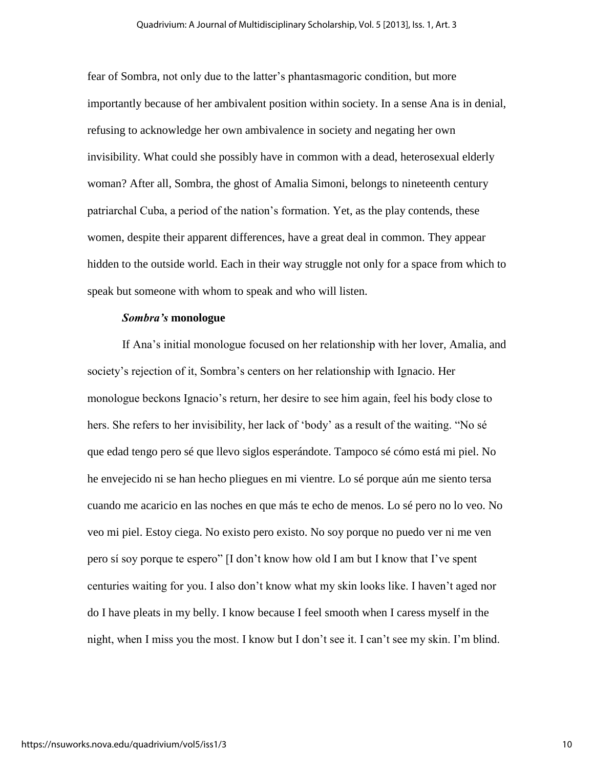fear of Sombra, not only due to the latter's phantasmagoric condition, but more importantly because of her ambivalent position within society. In a sense Ana is in denial, refusing to acknowledge her own ambivalence in society and negating her own invisibility. What could she possibly have in common with a dead, heterosexual elderly woman? After all, Sombra, the ghost of Amalia Simoni, belongs to nineteenth century patriarchal Cuba, a period of the nation's formation. Yet, as the play contends, these women, despite their apparent differences, have a great deal in common. They appear hidden to the outside world. Each in their way struggle not only for a space from which to speak but someone with whom to speak and who will listen.

### ***Sombra's* monologue**

If Ana's initial monologue focused on her relationship with her lover, Amalia, and society's rejection of it, Sombra's centers on her relationship with Ignacio. Her monologue beckons Ignacio's return, her desire to see him again, feel his body close to hers. She refers to her invisibility, her lack of 'body' as a result of the waiting. "No sé que edad tengo pero sé que llevo siglos esperándote. Tampoco sé cómo está mi piel. No he envejecido ni se han hecho pliegues en mi vientre. Lo sé porque aún me siento tersa cuando me acaricio en las noches en que más te echo de menos. Lo sé pero no lo veo. No veo mi piel. Estoy ciega. No existo pero existo. No soy porque no puedo ver ni me ven pero sí soy porque te espero" [I don't know how old I am but I know that I've spent centuries waiting for you. I also don't know what my skin looks like. I haven't aged nor do I have pleats in my belly. I know because I feel smooth when I caress myself in the night, when I miss you the most. I know but I don't see it. I can't see my skin. I'm blind.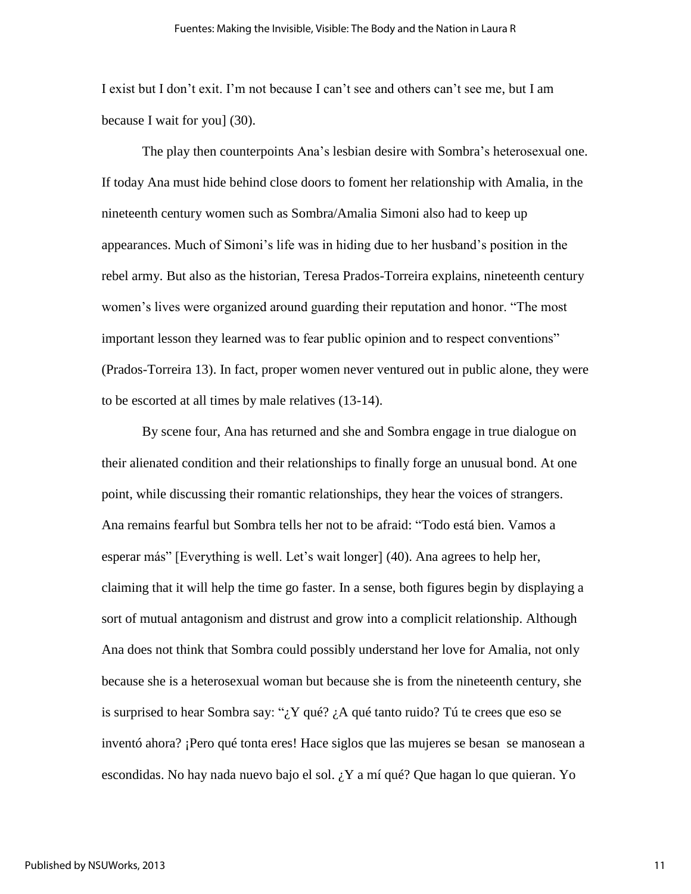I exist but I don't exit. I'm not because I can't see and others can't see me, but I am because I wait for you] (30).

The play then counterpoints Ana's lesbian desire with Sombra's heterosexual one. If today Ana must hide behind close doors to foment her relationship with Amalia, in the nineteenth century women such as Sombra/Amalia Simoni also had to keep up appearances. Much of Simoni's life was in hiding due to her husband's position in the rebel army. But also as the historian, Teresa Prados-Torreira explains, nineteenth century women's lives were organized around guarding their reputation and honor. "The most important lesson they learned was to fear public opinion and to respect conventions" (Prados-Torreira 13). In fact, proper women never ventured out in public alone, they were to be escorted at all times by male relatives (13-14).

By scene four, Ana has returned and she and Sombra engage in true dialogue on their alienated condition and their relationships to finally forge an unusual bond. At one point, while discussing their romantic relationships, they hear the voices of strangers. Ana remains fearful but Sombra tells her not to be afraid: "Todo está bien. Vamos a esperar más" [Everything is well. Let's wait longer] (40). Ana agrees to help her, claiming that it will help the time go faster. In a sense, both figures begin by displaying a sort of mutual antagonism and distrust and grow into a complicit relationship. Although Ana does not think that Sombra could possibly understand her love for Amalia, not only because she is a heterosexual woman but because she is from the nineteenth century, she is surprised to hear Sombra say: "¿Y qué? ¿A qué tanto ruido? Tú te crees que eso se inventó ahora? ¡Pero qué tonta eres! Hace siglos que las mujeres se besan se manosean a escondidas. No hay nada nuevo bajo el sol. ¿Y a mí qué? Que hagan lo que quieran. Yo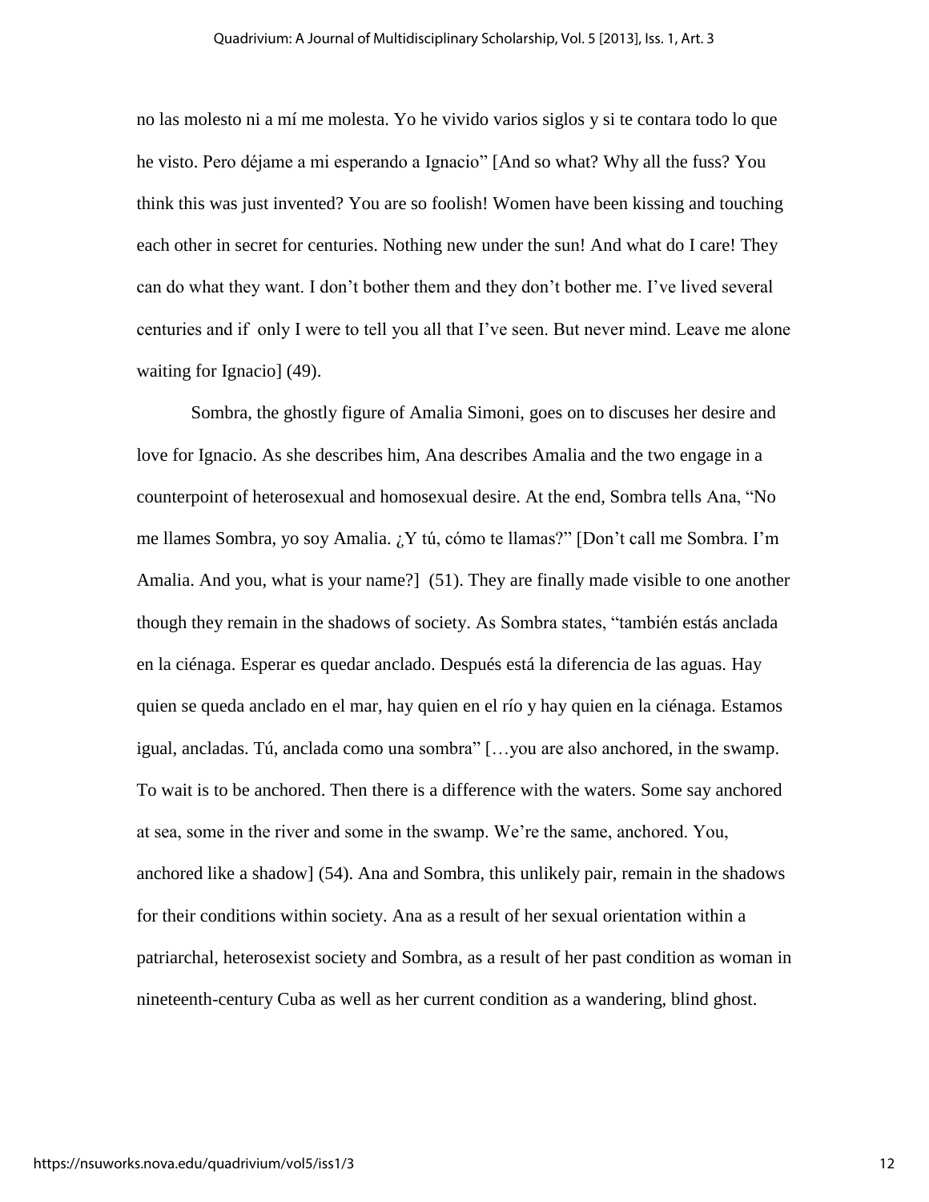no las molesto ni a mí me molesta. Yo he vivido varios siglos y si te contara todo lo que he visto. Pero déjame a mi esperando a Ignacio" [And so what? Why all the fuss? You think this was just invented? You are so foolish! Women have been kissing and touching each other in secret for centuries. Nothing new under the sun! And what do I care! They can do what they want. I don't bother them and they don't bother me. I've lived several centuries and if only I were to tell you all that I've seen. But never mind. Leave me alone waiting for Ignacio] (49).

Sombra, the ghostly figure of Amalia Simoni, goes on to discuses her desire and love for Ignacio. As she describes him, Ana describes Amalia and the two engage in a counterpoint of heterosexual and homosexual desire. At the end, Sombra tells Ana, "No me llames Sombra, yo soy Amalia. ¿Y tú, cómo te llamas?" [Don't call me Sombra. I'm Amalia. And you, what is your name?] (51). They are finally made visible to one another though they remain in the shadows of society. As Sombra states, "también estás anclada en la ciénaga. Esperar es quedar anclado. Después está la diferencia de las aguas. Hay quien se queda anclado en el mar, hay quien en el río y hay quien en la ciénaga. Estamos igual, ancladas. Tú, anclada como una sombra" […you are also anchored, in the swamp. To wait is to be anchored. Then there is a difference with the waters. Some say anchored at sea, some in the river and some in the swamp. We're the same, anchored. You, anchored like a shadow] (54). Ana and Sombra, this unlikely pair, remain in the shadows for their conditions within society. Ana as a result of her sexual orientation within a patriarchal, heterosexist society and Sombra, as a result of her past condition as woman in nineteenth-century Cuba as well as her current condition as a wandering, blind ghost.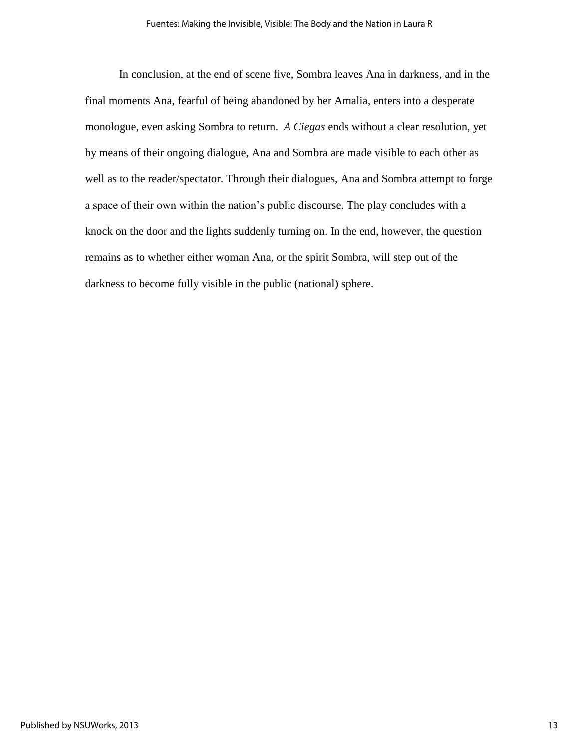In conclusion, at the end of scene five, Sombra leaves Ana in darkness, and in the final moments Ana, fearful of being abandoned by her Amalia, enters into a desperate monologue, even asking Sombra to return. *A Ciegas* ends without a clear resolution, yet by means of their ongoing dialogue, Ana and Sombra are made visible to each other as well as to the reader/spectator. Through their dialogues, Ana and Sombra attempt to forge a space of their own within the nation's public discourse. The play concludes with a knock on the door and the lights suddenly turning on. In the end, however, the question remains as to whether either woman Ana, or the spirit Sombra, will step out of the darkness to become fully visible in the public (national) sphere.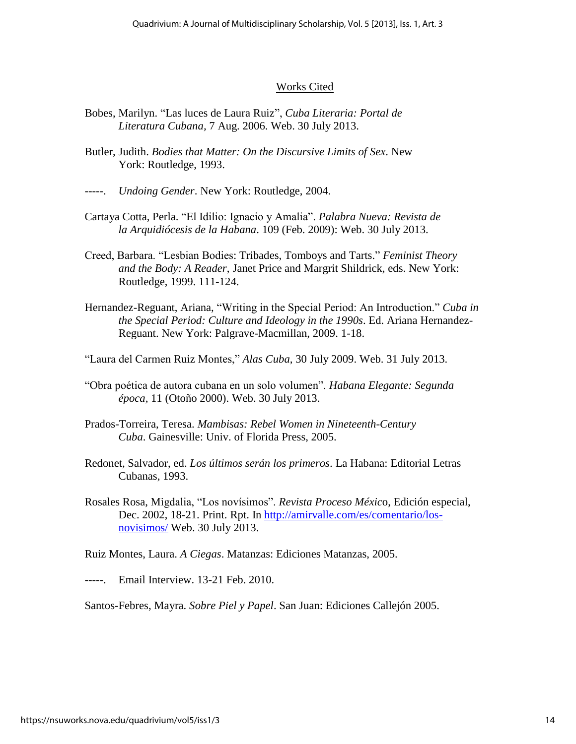## Works Cited

Bobes, Marilyn. "Las luces de Laura Ruiz", *Cuba Literaria: Portal de Literatura Cubana*, 7 Aug. 2006. Web. 30 July 2013.

Butler, Judith. *Bodies that Matter: On the Discursive Limits of Sex*. New York: Routledge, 1993.

-----. *Undoing Gender*. New York: Routledge, 2004.

Cartaya Cotta, Perla. "El Idilio: Ignacio y Amalia". *Palabra Nueva: Revista de la Arquidiócesis de la Habana*. 109 (Feb. 2009): Web. 30 July 2013.

Creed, Barbara. "Lesbian Bodies: Tribades, Tomboys and Tarts." *Feminist Theory and the Body: A Reader*, Janet Price and Margrit Shildrick, eds. New York: Routledge, 1999. 111-124.

Hernandez-Reguant, Ariana, "Writing in the Special Period: An Introduction." *Cuba in the Special Period: Culture and Ideology in the 1990s*. Ed. Ariana Hernandez-Reguant. New York: Palgrave-Macmillan, 2009. 1-18.

"Laura del Carmen Ruiz Montes," *Alas Cuba*, 30 July 2009. Web. 31 July 2013.

"Obra poética de autora cubana en un solo volumen". *Habana Elegante: Segunda época*, 11 (Otoño 2000). Web. 30 July 2013.

Prados-Torreira, Teresa. *Mambisas: Rebel Women in Nineteenth-Century Cuba*. Gainesville: Univ. of Florida Press, 2005.

Redonet, Salvador, ed. *Los últimos serán los primeros*. La Habana: Editorial Letras Cubanas, 1993.

Rosales Rosa, Migdalia, "Los novísimos". *Revista Proceso México*, Edición especial, Dec. 2002, 18-21. Print. Rpt. In http://amirvalle.com/es/comentario/los-novisimos/ Web. 30 July 2013.

Ruiz Montes, Laura. *A Ciegas*. Matanzas: Ediciones Matanzas, 2005.

-----. Email Interview. 13-21 Feb. 2010.

Santos-Febres, Mayra. *Sobre Piel y Papel*. San Juan: Ediciones Callejón 2005.